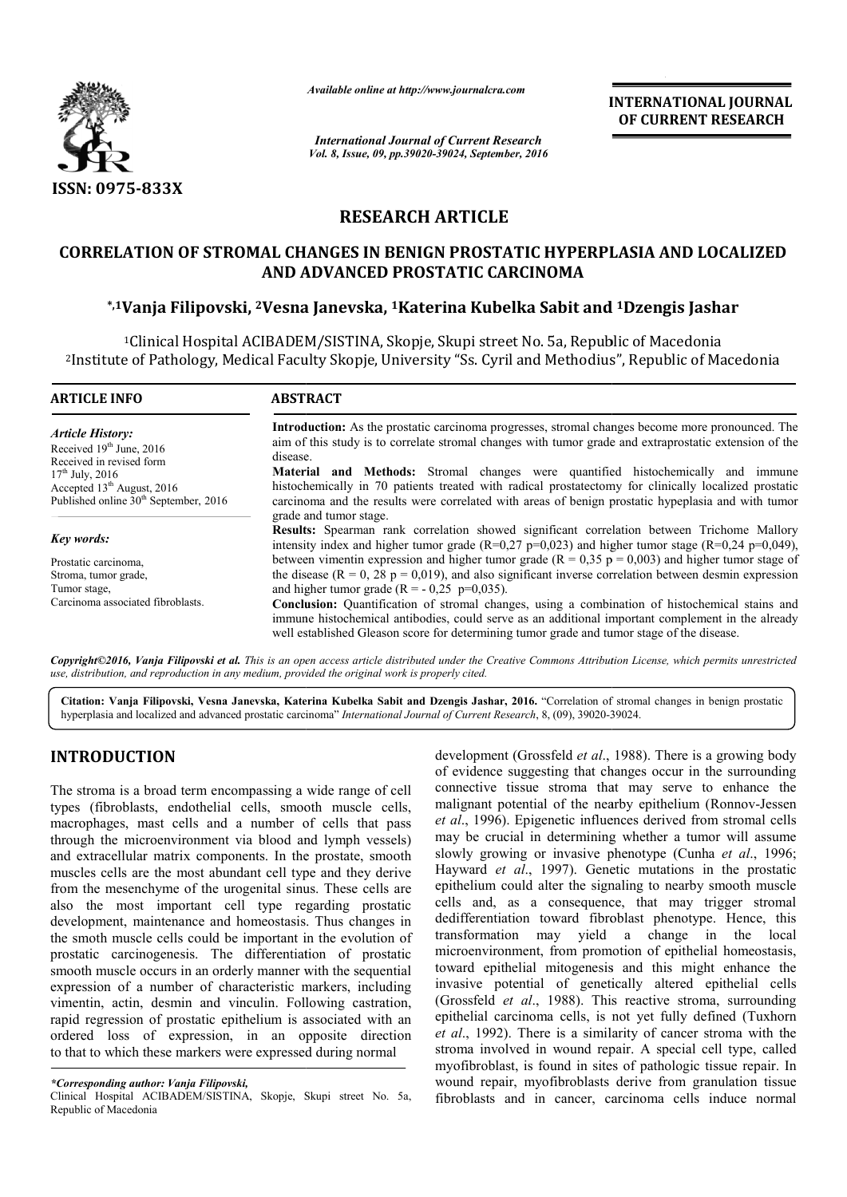*Available online at http://www.journalcra.com*

*International Journal of Current Research*
*Vol. 8, Issue, 09, pp.39020-39024, September, 2016*

**INTERNATIONAL JOURNAL OF CURRENT RESEARCH**

ISSN: 0975-833X

## RESEARCH ARTICLE

# CORRELATION OF STROMAL CHANGES IN BENIGN PROSTATIC HYPERPLASIA AND LOCALIZED AND ADVANCED PROSTATIC CARCINOMA

**\*,[1]Vanja Filipovski, [2]Vesna Janevska, [1]Katerina Kubelka Sabit and [1]Dzengis Jashar**

[1]Clinical Hospital ACIBADEM/SISTINA, Skopje, Skupi street No. 5a, Republic of Macedonia
[2]Institute of Pathology, Medical Faculty Skopje, University "Ss. Cyril and Methodius", Republic of Macedonia

**ARTICLE INFO**

*Article History:*
Received 19th June, 2016
Received in revised form
17th July, 2016
Accepted 13th August, 2016
Published online 30th September, 2016

*Key words:*
Prostatic carcinoma,
Stroma, tumor grade,
Tumor stage,
Carcinoma associated fibroblasts.

**ABSTRACT**

**Introduction:** As the prostatic carcinoma progresses, stromal changes become more pronounced. The aim of this study is to correlate stromal changes with tumor grade and extraprostatic extension of the disease.

**Material and Methods:** Stromal changes were quantified histochemically and immune histochemically in 70 patients treated with radical prostatectomy for clinically localized prostatic carcinoma and the results were correlated with areas of benign prostatic hypeplasia and with tumor grade and tumor stage.

**Results:** Spearman rank correlation showed significant correlation between Trichome Mallory intensity index and higher tumor grade (R=0,27 p=0,023) and higher tumor stage (R=0,24 p=0,049), between vimentin expression and higher tumor grade (R = 0,35 p = 0,003) and higher tumor stage of the disease (R = 0, 28 p = 0,019), and also significant inverse correlation between desmin expression and higher tumor grade (R = - 0,25 p=0,035).

**Conclusion:** Quantification of stromal changes, using a combination of histochemical stains and immune histochemical antibodies, could serve as an additional important complement in the already well established Gleason score for determining tumor grade and tumor stage of the disease.

*Copyright©2016, Vanja Filipovski et al. This is an open access article distributed under the Creative Commons Attribution License, which permits unrestricted use, distribution, and reproduction in any medium, provided the original work is properly cited.*

**Citation: Vanja Filipovski, Vesna Janevska, Katerina Kubelka Sabit and Dzengis Jashar, 2016.** "Correlation of stromal changes in benign prostatic hyperplasia and localized and advanced prostatic carcinoma" *International Journal of Current Research*, 8, (09), 39020-39024.

## INTRODUCTION

The stroma is a broad term encompassing a wide range of cell types (fibroblasts, endothelial cells, smooth muscle cells, macrophages, mast cells and a number of cells that pass through the microenvironment via blood and lymph vessels) and extracellular matrix components. In the prostate, smooth muscles cells are the most abundant cell type and they derive from the mesenchyme of the urogenital sinus. These cells are also the most important cell type regarding prostatic development, maintenance and homeostasis. Thus changes in the smoth muscle cells could be important in the evolution of prostatic carcinogenesis. The differentiation of prostatic smooth muscle occurs in an orderly manner with the sequential expression of a number of characteristic markers, including vimentin, actin, desmin and vinculin. Following castration, rapid regression of prostatic epithelium is associated with an ordered loss of expression, in an opposite direction to that to which these markers were expressed during normal development (Grossfeld *et al*., 1988). There is a growing body of evidence suggesting that changes occur in the surrounding connective tissue stroma that may serve to enhance the malignant potential of the nearby epithelium (Ronnov-Jessen *et al*., 1996). Epigenetic influences derived from stromal cells may be crucial in determining whether a tumor will assume slowly growing or invasive phenotype (Cunha *et al*., 1996; Hayward *et al*., 1997). Genetic mutations in the prostatic epithelium could alter the signaling to nearby smooth muscle cells and, as a consequence, that may trigger stromal dedifferentiation toward fibroblast phenotype. Hence, this transformation may yield a change in the local microenvironment, from promotion of epithelial homeostasis, toward epithelial mitogenesis and this might enhance the invasive potential of genetically altered epithelial cells (Grossfeld *et al*., 1988). This reactive stroma, surrounding epithelial carcinoma cells, is not yet fully defined (Tuxhorn *et al*., 1992). There is a similarity of cancer stroma with the stroma involved in wound repair. A special cell type, called myofibroblast, is found in sites of pathologic tissue repair. In wound repair, myofibroblasts derive from granulation tissue fibroblasts and in cancer, carcinoma cells induce normal

*\*Corresponding author: Vanja Filipovski,*
Clinical Hospital ACIBADEM/SISTINA, Skopje, Skupi street No. 5a, Republic of Macedonia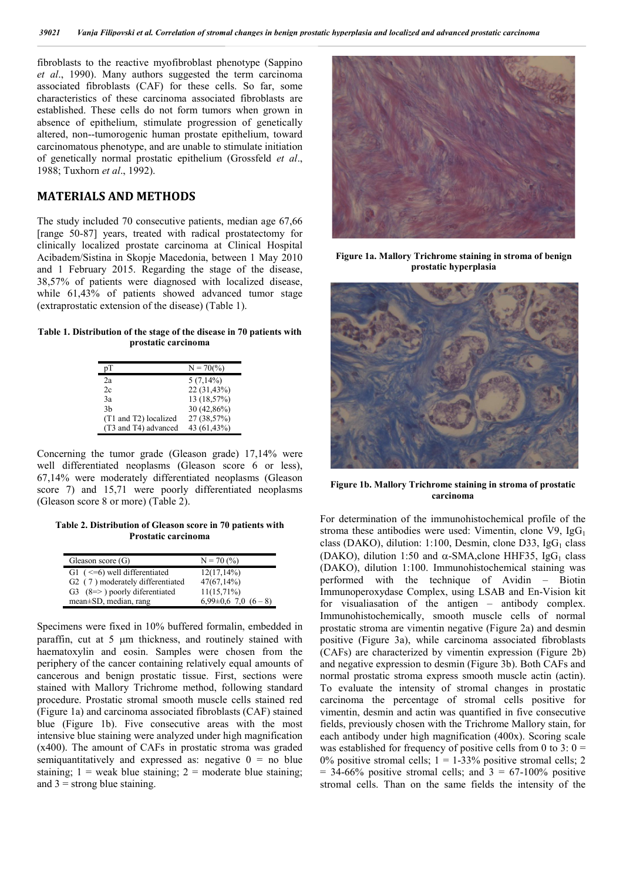fibroblasts to the reactive myofibroblast phenotype (Sappino *et al*., 1990). Many authors suggested the term carcinoma associated fibroblasts (CAF) for these cells. So far, some characteristics of these carcinoma associated fibroblasts are established. These cells do not form tumors when grown in absence of epithelium, stimulate progression of genetically altered, non--tumorogenic human prostate epithelium, toward carcinomatous phenotype, and are unable to stimulate initiation of genetically normal prostatic epithelium (Grossfeld *et al*., 1988; Tuxhorn *et al*., 1992).

## MATERIALS AND METHODS

The study included 70 consecutive patients, median age 67,66 [range 50-87] years, treated with radical prostatectomy for clinically localized prostate carcinoma at Clinical Hospital Acibadem/Sistina in Skopje Macedonia, between 1 May 2010 and 1 February 2015. Regarding the stage of the disease, 38,57% of patients were diagnosed with localized disease, while 61,43% of patients showed advanced tumor stage (extraprostatic extension of the disease) (Table 1).

**Table 1. Distribution of the stage of the disease in 70 patients with prostatic carcinoma**

| pT | N = 70(%) |
|---|---|
| 2a | 5 (7,14%) |
| 2c | 22 (31,43%) |
| 3a | 13 (18,57%) |
| 3b | 30 (42,86%) |
| (T1 and T2) localized | 27 (38,57%) |
| (T3 and T4) advanced | 43 (61,43%) |

Concerning the tumor grade (Gleason grade) 17,14% were well differentiated neoplasms (Gleason score 6 or less), 67,14% were moderately differentiated neoplasms (Gleason score 7) and 15,71 were poorly differentiated neoplasms (Gleason score 8 or more) (Table 2).

**Table 2. Distribution of Gleason score in 70 patients with Prostatic carcinoma**

| Gleason score (G) | N = 70 (%) |
|---|---|
| G1 ( <=6) well differentiated | 12(17,14%) |
| G2 ( 7 ) moderately differentiated | 47(67,14%) |
| G3 (8=> ) poorly diferentiated | 11(15,71%) |
| mean±SD, median, rang | 6,99±0,6 7,0 (6 – 8) |

Specimens were fixed in 10% buffered formalin, embedded in paraffin, cut at 5 μm thickness, and routinely stained with haematoxylin and eosin. Samples were chosen from the periphery of the cancer containing relatively equal amounts of cancerous and benign prostatic tissue. First, sections were stained with Mallory Trichrome method, following standard procedure. Prostatic stromal smooth muscle cells stained red (Figure 1a) and carcinoma associated fibroblasts (CAF) stained blue (Figure 1b). Five consecutive areas with the most intensive blue staining were analyzed under high magnification (x400). The amount of CAFs in prostatic stroma was graded semiquantitatively and expressed as: negative 0 = no blue staining; 1 = weak blue staining; 2 = moderate blue staining; and 3 = strong blue staining.

**Figure 1a. Mallory Trichrome staining in stroma of benign prostatic hyperplasia**

**Figure 1b. Mallory Trichrome staining in stroma of prostatic carcinoma**

For determination of the immunohistochemical profile of the stroma these antibodies were used: Vimentin, clone V9, $IgG_1$ class (DAKO), dilution: 1:100, Desmin, clone D33, $IgG_1$ class (DAKO), dilution 1:50 and α-SMA,clone HHF35, $IgG_1$ class (DAKO), dilution 1:100. Immunohistochemical staining was performed with the technique of Avidin – Biotin Immunoperoxydase Complex, using LSAB and En-Vision kit for visualiasation of the antigen – antibody complex. Immunohistochemically, smooth muscle cells of normal prostatic stroma are vimentin negative (Figure 2a) and desmin positive (Figure 3a), while carcinoma associated fibroblasts (CAFs) are characterized by vimentin expression (Figure 2b) and negative expression to desmin (Figure 3b). Both CAFs and normal prostatic stroma express smooth muscle actin (actin). To evaluate the intensity of stromal changes in prostatic carcinoma the percentage of stromal cells positive for vimentin, desmin and actin was quantified in five consecutive fields, previously chosen with the Trichrome Mallory stain, for each antibody under high magnification (400x). Scoring scale was established for frequency of positive cells from 0 to 3: 0 = 0% positive stromal cells; 1 = 1-33% positive stromal cells; 2 = 34-66% positive stromal cells; and 3 = 67-100% positive stromal cells. Than on the same fields the intensity of the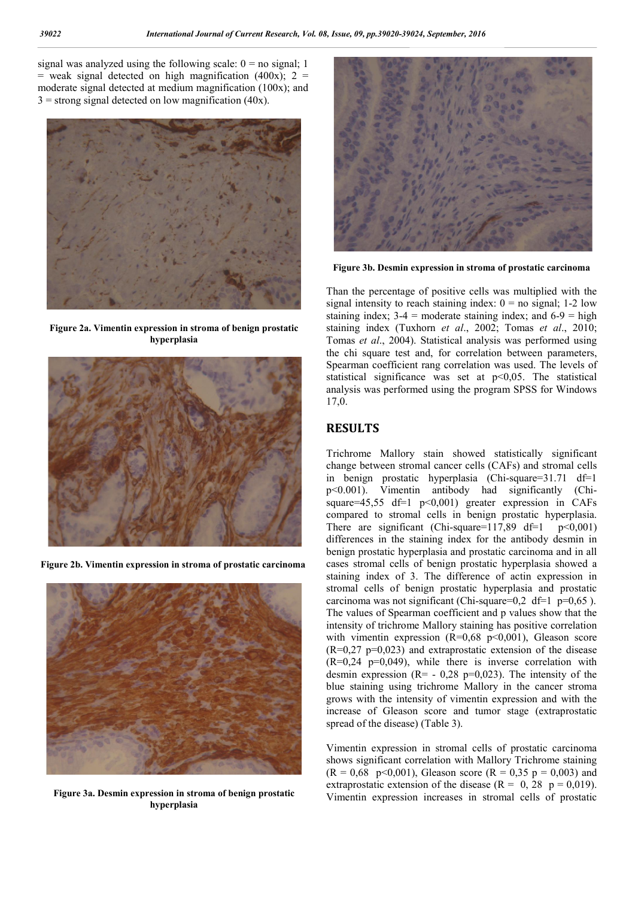signal was analyzed using the following scale: 0 = no signal; 1 = weak signal detected on high magnification (400x); 2 = moderate signal detected at medium magnification (100x); and 3 = strong signal detected on low magnification (40x).

**Figure 2a. Vimentin expression in stroma of benign prostatic hyperplasia**

**Figure 2b. Vimentin expression in stroma of prostatic carcinoma**

**Figure 3a. Desmin expression in stroma of benign prostatic hyperplasia**

**Figure 3b. Desmin expression in stroma of prostatic carcinoma**

Than the percentage of positive cells was multiplied with the signal intensity to reach staining index: 0 = no signal; 1-2 low staining index; 3-4 = moderate staining index; and 6-9 = high staining index (Tuxhorn *et al*., 2002; Tomas *et al*., 2010; Tomas *et al*., 2004). Statistical analysis was performed using the chi square test and, for correlation between parameters, Spearman coefficient rang correlation was used. The levels of statistical significance was set at $p<0,05$. The statistical analysis was performed using the program SPSS for Windows 17,0.

## RESULTS

Trichrome Mallory stain showed statistically significant change between stromal cancer cells (CAFs) and stromal cells in benign prostatic hyperplasia (Chi-square=31.71 df=1 $p<0.001$). Vimentin antibody had significantly (Chi-square=45,55 df=1 $p<0,001$) greater expression in CAFs compared to stromal cells in benign prostatic hyperplasia. There are significant (Chi-square=117,89 df=1 $p<0,001$) differences in the staining index for the antibody desmin in benign prostatic hyperplasia and prostatic carcinoma and in all cases stromal cells of benign prostatic hyperplasia showed a staining index of 3. The difference of actin expression in stromal cells of benign prostatic hyperplasia and prostatic carcinoma was not significant (Chi-square=0,2 df=1 p=0,65 ). The values of Spearman coefficient and p values show that the intensity of trichrome Mallory staining has positive correlation with vimentin expression (R=0,68 $p<0,001$), Gleason score (R=0,27 p=0,023) and extraprostatic extension of the disease (R=0,24 p=0,049), while there is inverse correlation with desmin expression (R= - 0,28 p=0,023). The intensity of the blue staining using trichrome Mallory in the cancer stroma grows with the intensity of vimentin expression and with the increase of Gleason score and tumor stage (extraprostatic spread of the disease) (Table 3).

Vimentin expression in stromal cells of prostatic carcinoma shows significant correlation with Mallory Trichrome staining (R = 0,68 $p<0,001$), Gleason score (R = 0,35 p = 0,003) and extraprostatic extension of the disease (R = 0, 28 p = 0,019). Vimentin expression increases in stromal cells of prostatic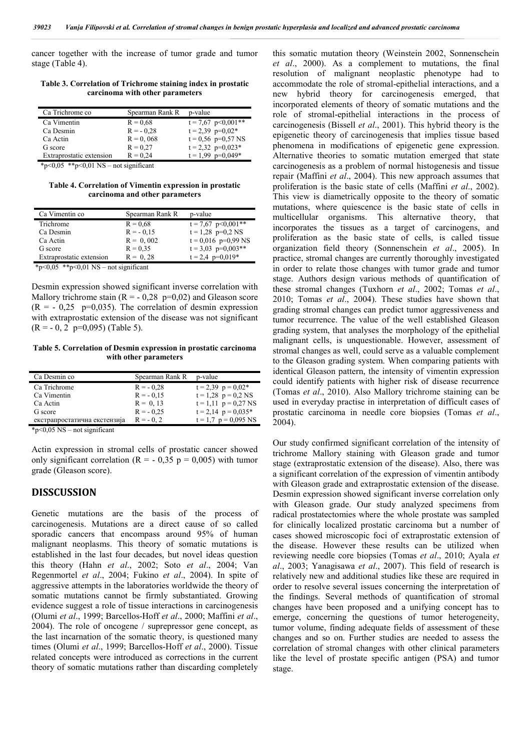cancer together with the increase of tumor grade and tumor stage (Table 4).

**Table 3. Correlation of Trichrome staining index in prostatic carcinoma with other parameters**

| Ca Trichrome co | Spearman Rank R | p-value |
|---|---|---|
| Ca Vimentin | R = 0,68 | t = 7,67 p<0,001** |
| Ca Desmin | R = - 0,28 | t = 2,39 p=0,02* |
| Ca Actin | R = 0, 068 | t = 0,56 p=0,57 NS |
| G score | R = 0,27 | t = 2,32 p=0,023* |
| Extraprostatic extension | R = 0,24 | t = 1,99 p=0,049* |

*p<0,05 **p<0,01 NS – not significant

**Table 4. Correlation of Vimentin expression in prostatic carcinoma and other parameters**

| Ca Vimentin co | Spearman Rank R | p-value |
|---|---|---|
| Trichrome | R = 0,68 | t = 7,67 p<0,001** |
| Ca Desmin | R = - 0,15 | t = 1,28 p=0,2 NS |
| Ca Actin | R = 0, 002 | t = 0,016 p=0,99 NS |
| G score | R = 0,35 | t = 3,03 p=0,003** |
| Extraprostatic extension | R = 0, 28 | t = 2,4 p=0,019* |

*p<0,05 **p<0,01 NS – not significant

Desmin expression showed significant inverse correlation with Mallory trichrome stain (R = - 0,28 p=0,02) and Gleason score (R = - 0,25 p=0,035). The correlation of desmin expression with extraprostatic extension of the disease was not significant (R = - 0, 2 p=0,095) (Table 5).

**Table 5. Correlation of Desmin expression in prostatic carcinoma with other parameters**

| Ca Desmin co | Spearman Rank R | p-value |
|---|---|---|
| Ca Trichrome | R = - 0,28 | t = 2,39 p = 0,02* |
| Ca Vimentin | R = - 0,15 | t = 1,28 p = 0,2 NS |
| Ca Actin | R = 0, 13 | t = 1,11 p = 0,27 NS |
| G score | R = - 0,25 | t = 2,14 p = 0,035* |
| екстрапростатична екстензија | R = - 0, 2 | t = 1,7 p = 0,095 NS |

*p<0,05 NS – not significant

Actin expression in stromal cells of prostatic cancer showed only significant correlation (R = - 0,35 p = 0,005) with tumor grade (Gleason score).

## DISSCUSSION

Genetic mutations are the basis of the process of carcinogenesis. Mutations are a direct cause of so called sporadic cancers that encompass around 95% of human malignant neoplasms. This theory of somatic mutations is established in the last four decades, but novel ideas question this theory (Hahn *et al*., 2002; Soto *et al*., 2004; Van Regenmortel *et al*., 2004; Fukino *et al*., 2004). In spite of aggressive attempts in the laboratories worldwide the theory of somatic mutations cannot be firmly substantiated. Growing evidence suggest a role of tissue interactions in carcinogenesis (Olumi *et al*., 1999; Barcellos-Hoff *et al*., 2000; Maffini *et al*., 2004). The role of oncogene / supressor gene concept, as the last incarnation of the somatic theory, is questioned many times (Olumi *et al*., 1999; Barcellos-Hoff *et al*., 2000). Tissue related concepts were introduced as corrections in the current theory of somatic mutations rather than discarding completely this somatic mutation theory (Weinstein 2002, Sonnenschein *et al*., 2000). As a complement to mutations, the final resolution of malignant neoplastic phenotype had to accommodate the role of stromal-epithelial interactions, and a new hybrid theory for carcinogenesis emerged, that incorporated elements of theory of somatic mutations and the role of stromal-epithelial interactions in the process of carcinogenesis (Bissell *et al*., 2001). This hybrid theory is the epigenetic theory of carcinogenesis that implies tissue based phenomena in modifications of epigenetic gene expression. Alternative theories to somatic mutation emerged that state carcinogenesis as a problem of normal histogenesis and tissue repair (Maffini *et al*., 2004). This new approach assumes that proliferation is the basic state of cells (Maffini *et al*., 2002). This view is diametrically opposite to the theory of somatic mutations, where quiescence is the basic state of cells in multicellular organisms. This alternative theory, that incorporates the tissues as a target of carcinogens, and proliferation as the basic state of cells, is called tissue organization field theory (Sonnenschein *et al*., 2005). In practice, stromal changes are currently thoroughly investigated in order to relate those changes with tumor grade and tumor stage. Authors design various methods of quantification of these stromal changes (Tuxhorn *et al*., 2002; Tomas *et al*., 2010; Tomas *et al*., 2004). These studies have shown that grading stromal changes can predict tumor aggressiveness and tumor recurrence. The value of the well established Gleason grading system, that analyses the morphology of the epithelial malignant cells, is unquestionable. However, assessment of stromal changes as well, could serve as a valuable complement to the Gleason grading system. When comparing patients with identical Gleason pattern, the intensity of vimentin expression could identify patients with higher risk of disease recurrence (Tomas *et al*., 2010). Also Mallory trichrome staining can be used in everyday practise in interpretation of difficult cases of prostatic carcinoma in needle core biopsies (Tomas *et al*., 2004).

Our study confirmed significant correlation of the intensity of trichrome Mallory staining with Gleason grade and tumor stage (extraprostatic extension of the disease). Also, there was a significant correlation of the expression of vimentin antibody with Gleason grade and extraprostatic extension of the disease. Desmin expression showed significant inverse correlation only with Gleason grade. Our study analyzed specimens from radical prostatectomies where the whole prostate was sampled for clinically localized prostatic carcinoma but a number of cases showed microscopic foci of extraprostatic extension of the disease. However these results can be utilized when reviewing needle core biopsies (Tomas *et al*., 2010; Ayala *et al*., 2003; Yanagisawa *et al*., 2007). This field of research is relatively new and additional studies like these are required in order to resolve several issues concerning the interpretation of the findings. Several methods of quantification of stromal changes have been proposed and a unifying concept has to emerge, concerning the questions of tumor heterogeneity, tumor volume, finding adequate fields of assessment of these changes and so on. Further studies are needed to assess the correlation of stromal changes with other clinical parameters like the level of prostate specific antigen (PSA) and tumor stage.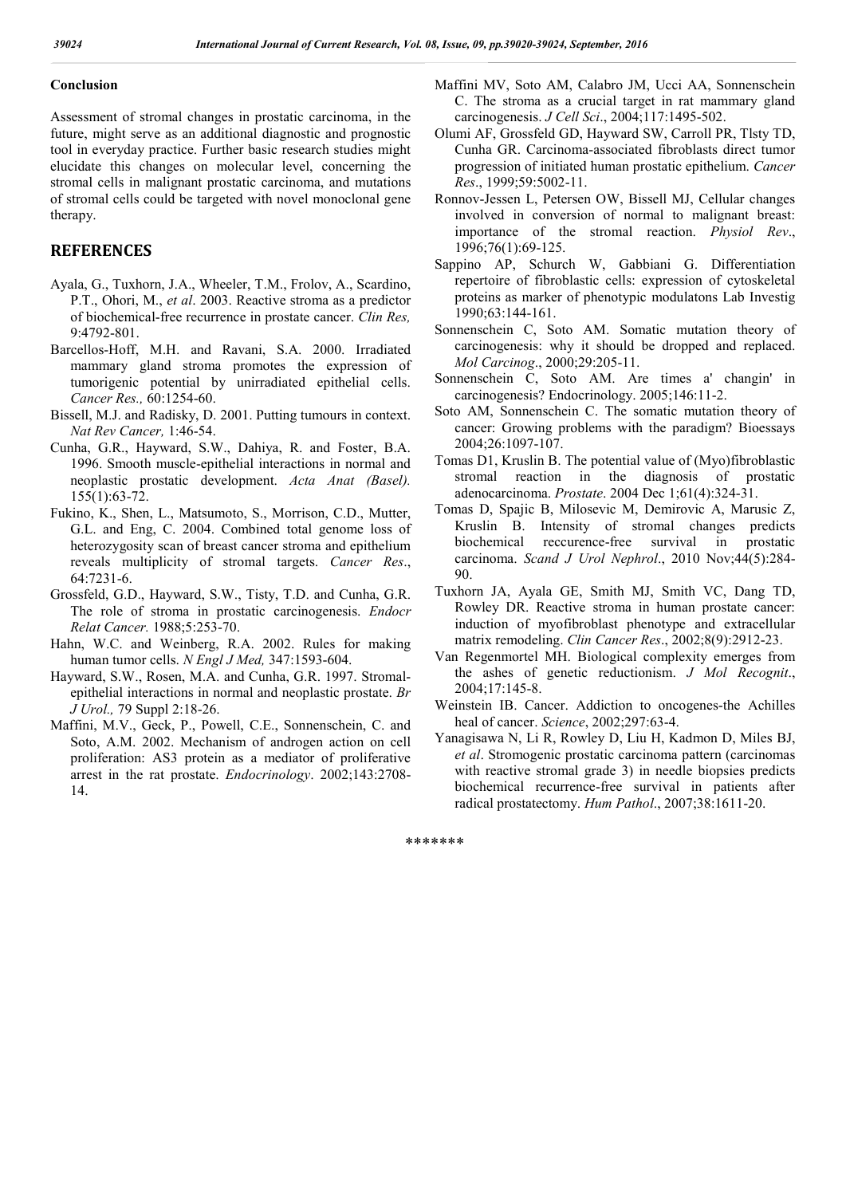## Conclusion

Assessment of stromal changes in prostatic carcinoma, in the future, might serve as an additional diagnostic and prognostic tool in everyday practice. Further basic research studies might elucidate this changes on molecular level, concerning the stromal cells in malignant prostatic carcinoma, and mutations of stromal cells could be targeted with novel monoclonal gene therapy.

## REFERENCES

- Ayala, G., Tuxhorn, J.A., Wheeler, T.M., Frolov, A., Scardino, P.T., Ohori, M., *et al*. 2003. Reactive stroma as a predictor of biochemical-free recurrence in prostate cancer. *Clin Res,* 9:4792-801.
- Barcellos-Hoff, M.H. and Ravani, S.A. 2000. Irradiated mammary gland stroma promotes the expression of tumorigenic potential by unirradiated epithelial cells. *Cancer Res.,* 60:1254-60.
- Bissell, M.J. and Radisky, D. 2001. Putting tumours in context. *Nat Rev Cancer,* 1:46-54.
- Cunha, G.R., Hayward, S.W., Dahiya, R. and Foster, B.A. 1996. Smooth muscle-epithelial interactions in normal and neoplastic prostatic development. *Acta Anat (Basel).* 155(1):63-72.
- Fukino, K., Shen, L., Matsumoto, S., Morrison, C.D., Mutter, G.L. and Eng, C. 2004. Combined total genome loss of heterozygosity scan of breast cancer stroma and epithelium reveals multiplicity of stromal targets. *Cancer Res*., 64:7231-6.
- Grossfeld, G.D., Hayward, S.W., Tisty, T.D. and Cunha, G.R. The role of stroma in prostatic carcinogenesis. *Endocr Relat Cancer.* 1988;5:253-70.
- Hahn, W.C. and Weinberg, R.A. 2002. Rules for making human tumor cells. *N Engl J Med,* 347:1593-604.
- Hayward, S.W., Rosen, M.A. and Cunha, G.R. 1997. Stromal-epithelial interactions in normal and neoplastic prostate. *Br J Urol.,* 79 Suppl 2:18-26.
- Maffini, M.V., Geck, P., Powell, C.E., Sonnenschein, C. and Soto, A.M. 2002. Mechanism of androgen action on cell proliferation: AS3 protein as a mediator of proliferative arrest in the rat prostate. *Endocrinology*. 2002;143:2708-14.
- Maffini MV, Soto AM, Calabro JM, Ucci AA, Sonnenschein C. The stroma as a crucial target in rat mammary gland carcinogenesis. *J Cell Sci*., 2004;117:1495-502.
- Olumi AF, Grossfeld GD, Hayward SW, Carroll PR, Tlsty TD, Cunha GR. Carcinoma-associated fibroblasts direct tumor progression of initiated human prostatic epithelium. *Cancer Res*., 1999;59:5002-11.
- Ronnov-Jessen L, Petersen OW, Bissell MJ, Cellular changes involved in conversion of normal to malignant breast: importance of the stromal reaction. *Physiol Rev*., 1996;76(1):69-125.
- Sappino AP, Schurch W, Gabbiani G. Differentiation repertoire of fibroblastic cells: expression of cytoskeletal proteins as marker of phenotypic modulatons Lab Investig 1990;63:144-161.
- Sonnenschein C, Soto AM. Somatic mutation theory of carcinogenesis: why it should be dropped and replaced. *Mol Carcinog*., 2000;29:205-11.
- Sonnenschein C, Soto AM. Are times a' changin' in carcinogenesis? Endocrinology. 2005;146:11-2.
- Soto AM, Sonnenschein C. The somatic mutation theory of cancer: Growing problems with the paradigm? Bioessays 2004;26:1097-107.
- Tomas D1, Kruslin B. The potential value of (Myo)fibroblastic stromal reaction in the diagnosis of prostatic adenocarcinoma. *Prostate*. 2004 Dec 1;61(4):324-31.
- Tomas D, Spajic B, Milosevic M, Demirovic A, Marusic Z, Kruslin B. Intensity of stromal changes predicts biochemical reccurence-free survival in prostatic carcinoma. *Scand J Urol Nephrol*., 2010 Nov;44(5):284-90.
- Tuxhorn JA, Ayala GE, Smith MJ, Smith VC, Dang TD, Rowley DR. Reactive stroma in human prostate cancer: induction of myofibroblast phenotype and extracellular matrix remodeling. *Clin Cancer Res*., 2002;8(9):2912-23.
- Van Regenmortel MH. Biological complexity emerges from the ashes of genetic reductionism. *J Mol Recognit*., 2004;17:145-8.
- Weinstein IB. Cancer. Addiction to oncogenes-the Achilles heal of cancer. *Science*, 2002;297:63-4.
- Yanagisawa N, Li R, Rowley D, Liu H, Kadmon D, Miles BJ, *et al*. Stromogenic prostatic carcinoma pattern (carcinomas with reactive stromal grade 3) in needle biopsies predicts biochemical recurrence-free survival in patients after radical prostatectomy. *Hum Pathol*., 2007;38:1611-20.

*******